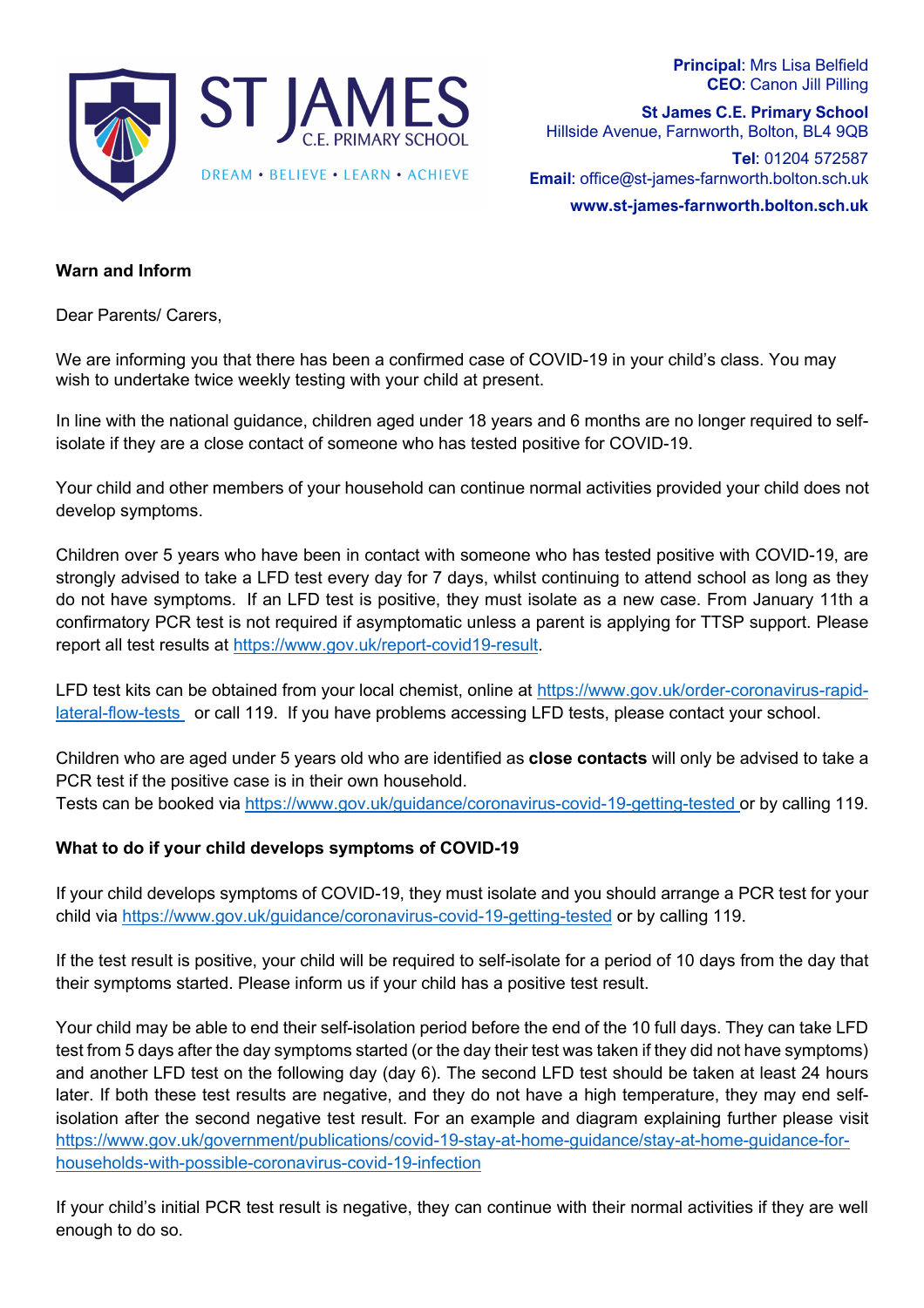ST JAMES C.E. PRIMARY SCHOOL

DREAM • BELIEVE • LEARN • ACHIEVE

**Principal**: Mrs Lisa Belfield
**CEO**: Canon Jill Pilling

**St James C.E. Primary School**
Hillside Avenue, Farnworth, Bolton, BL4 9QB

**Tel**: 01204 572587
**Email**: office@st-james-farnworth.bolton.sch.uk
**www.st-james-farnworth.bolton.sch.uk**

**Warn and Inform**

Dear Parents/ Carers,

We are informing you that there has been a confirmed case of COVID-19 in your child's class. You may wish to undertake twice weekly testing with your child at present.

In line with the national guidance, children aged under 18 years and 6 months are no longer required to self-isolate if they are a close contact of someone who has tested positive for COVID-19.

Your child and other members of your household can continue normal activities provided your child does not develop symptoms.

Children over 5 years who have been in contact with someone who has tested positive with COVID-19, are strongly advised to take a LFD test every day for 7 days, whilst continuing to attend school as long as they do not have symptoms. If an LFD test is positive, they must isolate as a new case. From January 11th a confirmatory PCR test is not required if asymptomatic unless a parent is applying for TTSP support. Please report all test results at https://www.gov.uk/report-covid19-result.

LFD test kits can be obtained from your local chemist, online at https://www.gov.uk/order-coronavirus-rapid-lateral-flow-tests or call 119. If you have problems accessing LFD tests, please contact your school.

Children who are aged under 5 years old who are identified as **close contacts** will only be advised to take a PCR test if the positive case is in their own household.
Tests can be booked via https://www.gov.uk/guidance/coronavirus-covid-19-getting-tested or by calling 119.

**What to do if your child develops symptoms of COVID-19**

If your child develops symptoms of COVID-19, they must isolate and you should arrange a PCR test for your child via https://www.gov.uk/guidance/coronavirus-covid-19-getting-tested or by calling 119.

If the test result is positive, your child will be required to self-isolate for a period of 10 days from the day that their symptoms started. Please inform us if your child has a positive test result.

Your child may be able to end their self-isolation period before the end of the 10 full days. They can take LFD test from 5 days after the day symptoms started (or the day their test was taken if they did not have symptoms) and another LFD test on the following day (day 6). The second LFD test should be taken at least 24 hours later. If both these test results are negative, and they do not have a high temperature, they may end self-isolation after the second negative test result. For an example and diagram explaining further please visit https://www.gov.uk/government/publications/covid-19-stay-at-home-guidance/stay-at-home-guidance-for-households-with-possible-coronavirus-covid-19-infection

If your child's initial PCR test result is negative, they can continue with their normal activities if they are well enough to do so.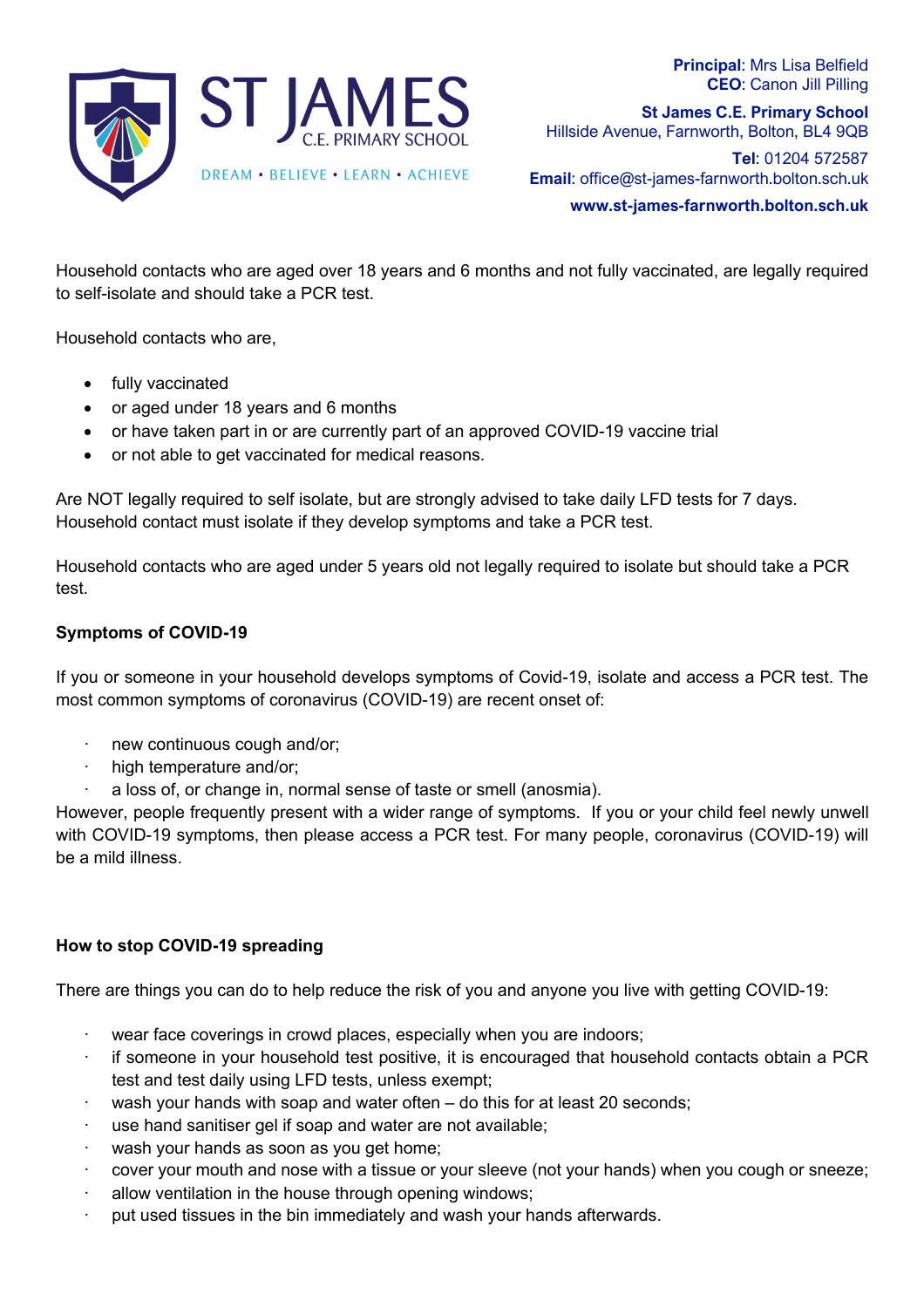Household contacts who are aged over 18 years and 6 months and not fully vaccinated, are legally required to self-isolate and should take a PCR test.

Household contacts who are,

- fully vaccinated
- or aged under 18 years and 6 months
- or have taken part in or are currently part of an approved COVID-19 vaccine trial
- or not able to get vaccinated for medical reasons.

Are NOT legally required to self isolate, but are strongly advised to take daily LFD tests for 7 days. Household contact must isolate if they develop symptoms and take a PCR test.

Household contacts who are aged under 5 years old not legally required to isolate but should take a PCR test.

**Symptoms of COVID-19**

If you or someone in your household develops symptoms of Covid-19, isolate and access a PCR test. The most common symptoms of coronavirus (COVID-19) are recent onset of:

- new continuous cough and/or;
- high temperature and/or;
- a loss of, or change in, normal sense of taste or smell (anosmia).

However, people frequently present with a wider range of symptoms. If you or your child feel newly unwell with COVID-19 symptoms, then please access a PCR test. For many people, coronavirus (COVID-19) will be a mild illness.

**How to stop COVID-19 spreading**

There are things you can do to help reduce the risk of you and anyone you live with getting COVID-19:

- wear face coverings in crowd places, especially when you are indoors;
- if someone in your household test positive, it is encouraged that household contacts obtain a PCR test and test daily using LFD tests, unless exempt;
- wash your hands with soap and water often – do this for at least 20 seconds;
- use hand sanitiser gel if soap and water are not available;
- wash your hands as soon as you get home;
- cover your mouth and nose with a tissue or your sleeve (not your hands) when you cough or sneeze;
- allow ventilation in the house through opening windows;
- put used tissues in the bin immediately and wash your hands afterwards.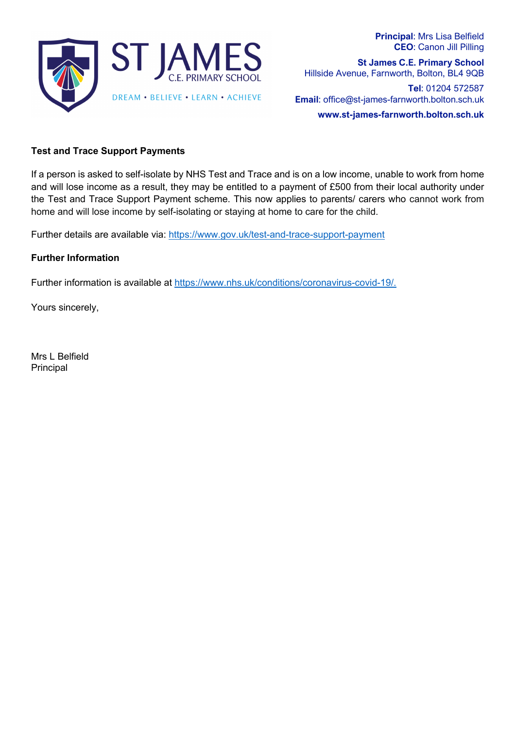**Principal**: Mrs Lisa Belfield
**CEO**: Canon Jill Pilling

**St James C.E. Primary School**
Hillside Avenue, Farnworth, Bolton, BL4 9QB

**Tel**: 01204 572587
**Email**: office@st-james-farnworth.bolton.sch.uk

**www.st-james-farnworth.bolton.sch.uk**

**Test and Trace Support Payments**

If a person is asked to self-isolate by NHS Test and Trace and is on a low income, unable to work from home and will lose income as a result, they may be entitled to a payment of £500 from their local authority under the Test and Trace Support Payment scheme. This now applies to parents/ carers who cannot work from home and will lose income by self-isolating or staying at home to care for the child.

Further details are available via: https://www.gov.uk/test-and-trace-support-payment

**Further Information**

Further information is available at https://www.nhs.uk/conditions/coronavirus-covid-19/.

Yours sincerely,

Mrs L Belfield
Principal